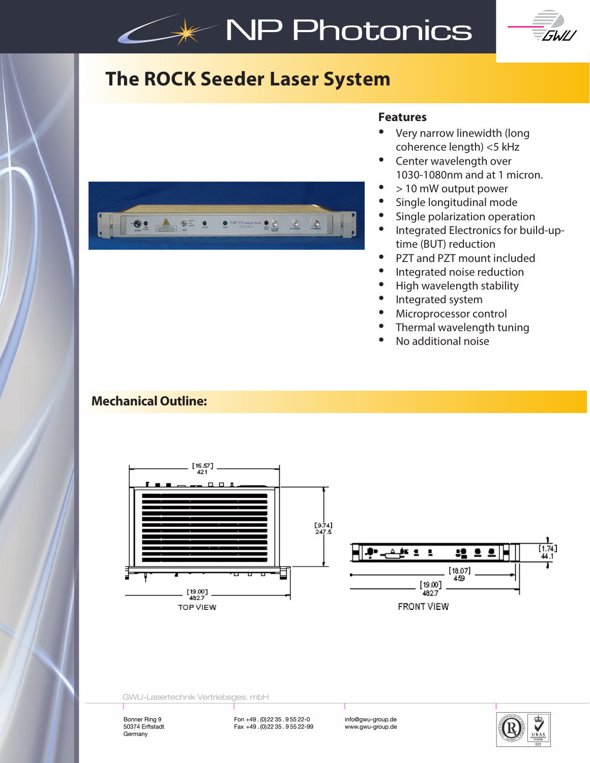# The ROCK Seeder Laser System

## Features

- Very narrow linewidth (long coherence length) <5 kHz
- Center wavelength over 1030-1080nm and at 1 micron.
- > 10 mW output power
- Single longitudinal mode
- Single polarization operation
- Integrated Electronics for build-up-time (BUT) reduction
- PZT and PZT mount included
- Integrated noise reduction
- High wavelength stability
- Integrated system
- Microprocessor control
- Thermal wavelength tuning
- No additional noise

## Mechanical Outline:

[16.57] 421

[9.74] 247.5

[19.00] 482.7

TOP VIEW

[1.74] 44.1

[18.07] 459

[19.00] 482.7

FRONT VIEW

GWU-Lasertechnik Vertriebsges. mbH

Bonner Ring 9
50374 Erftstadt
Germany

Fon +49 . (0)22 35 . 9 55 22-0
Fax +49 . (0)22 35 . 9 55 22-99

info@gwu-group.de
www.gwu-group.de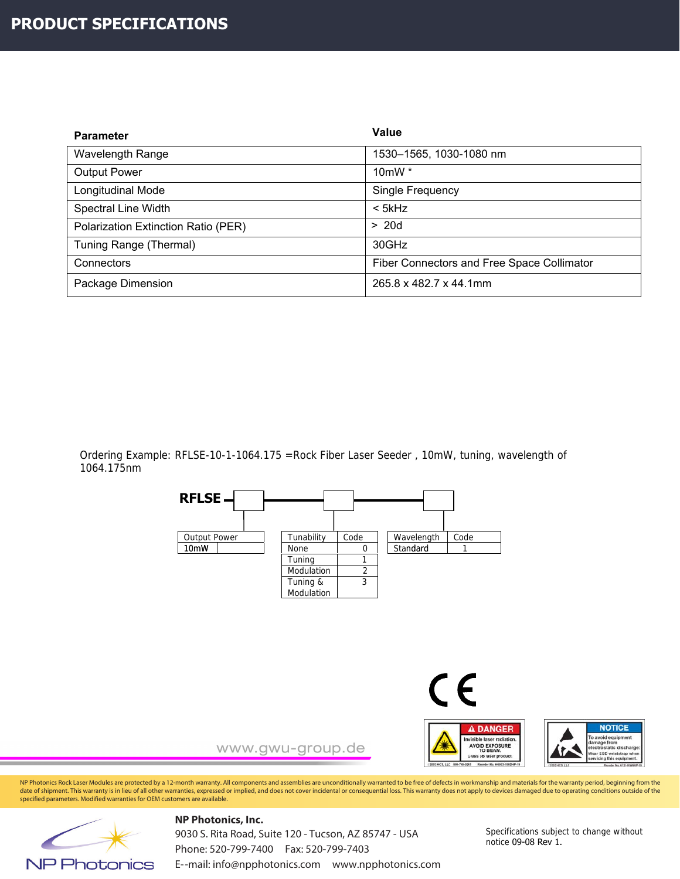# PRODUCT SPECIFICATIONS

| Parameter | Value |
|---|---|
| Wavelength Range | 1530–1565, 1030-1080 nm |
| Output Power | 10mW * |
| Longitudinal Mode | Single Frequency |
| Spectral Line Width | < 5kHz |
| Polarization Extinction Ratio (PER) | > 20d |
| Tuning Range (Thermal) | 30GHz |
| Connectors | Fiber Connectors and Free Space Collimator |
| Package Dimension | 265.8 x 482.7 x 44.1mm |

Ordering Example: RFLSE-10-1-1064.175 =Rock Fiber Laser Seeder , 10mW, tuning, wavelength of 1064.175nm

RFLSE – [ ] – [ ] – [ ]

| Output Power | |
|---|---|
| 10mW | |

| Tunability | Code |
|---|---|
| None | 0 |
| Tuning | 1 |
| Modulation | 2 |
| Tuning & Modulation | 3 |

| Wavelength | Code |
|---|---|
| Standard | 1 |

DANGER
Invisible laser radiation.
AVOID EXPOSURE TO BEAM.
Class 3B laser product.

NOTICE
To avoid equipment damage from electrostatic discharge: Wear ESD wriststrap when servicing this equipment.

NP Photonics Rock Laser Modules are protected by a 12-month warranty. All components and assemblies are unconditionally warranted to be free of defects in workmanship and materials for the warranty period, beginning from the date of shipment. This warranty is in lieu of all other warranties, expressed or implied, and does not cover incidental or consequential loss. This warranty does not apply to devices damaged due to operating conditions outside of the specified parameters. Modified warranties for OEM customers are available.

**NP Photonics, Inc.**
9030 S. Rita Road, Suite 120 - Tucson, AZ 85747 - USA
Phone: 520-799-7400 Fax: 520-799-7403
E--mail: info@npphotonics.com www.npphotonics.com

Specifications subject to change without notice 09-08 Rev 1.